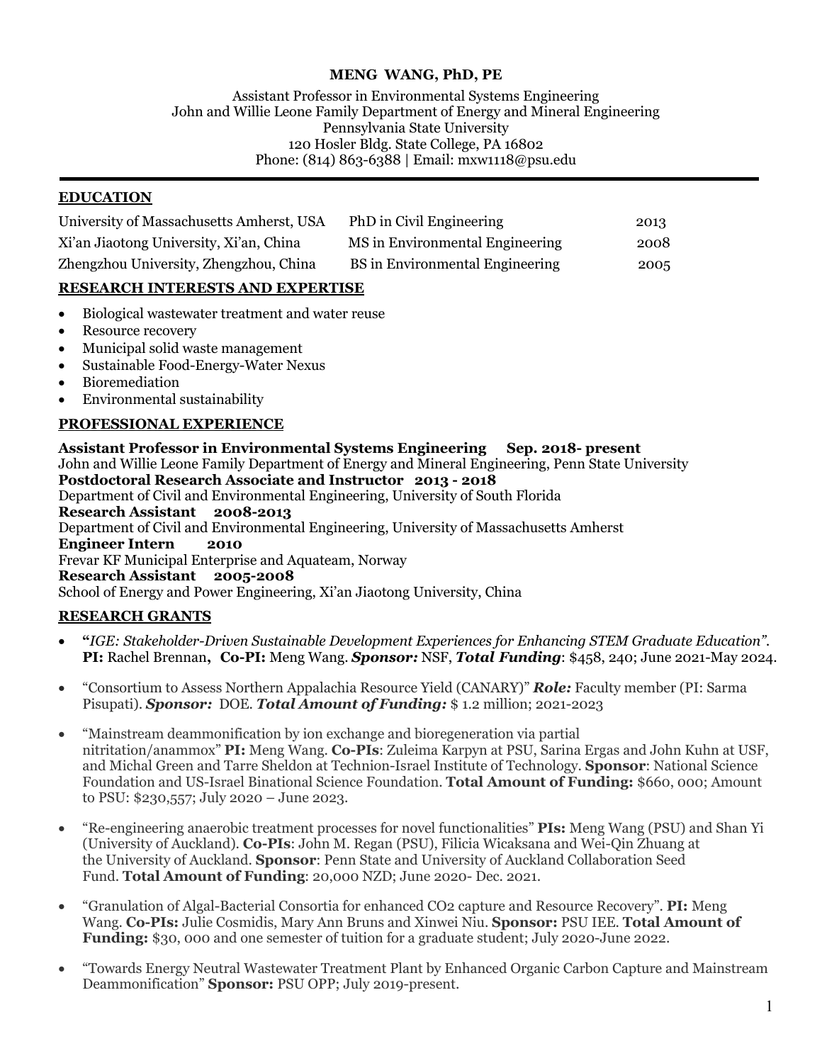# MENG WANG, PhD, PE

Assistant Professor in Environmental Systems Engineering
John and Willie Leone Family Department of Energy and Mineral Engineering
Pennsylvania State University
120 Hosler Bldg. State College, PA 16802
Phone: (814) 863-6388 | Email: mxw1118@psu.edu

## EDUCATION

| | | |
|---|---|---|
| University of Massachusetts Amherst, USA | PhD in Civil Engineering | 2013 |
| Xi'an Jiaotong University, Xi'an, China | MS in Environmental Engineering | 2008 |
| Zhengzhou University, Zhengzhou, China | BS in Environmental Engineering | 2005 |

## RESEARCH INTERESTS AND EXPERTISE

- Biological wastewater treatment and water reuse
- Resource recovery
- Municipal solid waste management
- Sustainable Food-Energy-Water Nexus
- Bioremediation
- Environmental sustainability

## PROFESSIONAL EXPERIENCE

**Assistant Professor in Environmental Systems Engineering Sep. 2018- present**
John and Willie Leone Family Department of Energy and Mineral Engineering, Penn State University
**Postdoctoral Research Associate and Instructor 2013 - 2018**
Department of Civil and Environmental Engineering, University of South Florida
**Research Assistant 2008-2013**
Department of Civil and Environmental Engineering, University of Massachusetts Amherst
**Engineer Intern 2010**
Frevar KF Municipal Enterprise and Aquateam, Norway
**Research Assistant 2005-2008**
School of Energy and Power Engineering, Xi'an Jiaotong University, China

## RESEARCH GRANTS

- **"***IGE: Stakeholder-Driven Sustainable Development Experiences for Enhancing STEM Graduate Education".* **PI:** Rachel Brennan**, Co-PI:** Meng Wang. ***Sponsor:*** NSF, ***Total Funding***: $458, 240; June 2021-May 2024.
- "Consortium to Assess Northern Appalachia Resource Yield (CANARY)" ***Role:*** Faculty member (PI: Sarma Pisupati). ***Sponsor:*** DOE. ***Total Amount of Funding:*** $ 1.2 million; 2021-2023
- "Mainstream deammonification by ion exchange and bioregeneration via partial nitritation/anammox" **PI:** Meng Wang. **Co-PIs**: Zuleima Karpyn at PSU, Sarina Ergas and John Kuhn at USF, and Michal Green and Tarre Sheldon at Technion-Israel Institute of Technology. **Sponsor**: National Science Foundation and US-Israel Binational Science Foundation. **Total Amount of Funding:** $660, 000; Amount to PSU: $230,557; July 2020 – June 2023.
- "Re-engineering anaerobic treatment processes for novel functionalities" **PIs:** Meng Wang (PSU) and Shan Yi (University of Auckland). **Co-PIs**: John M. Regan (PSU), Filicia Wicaksana and Wei-Qin Zhuang at the University of Auckland. **Sponsor**: Penn State and University of Auckland Collaboration Seed Fund. **Total Amount of Funding**: 20,000 NZD; June 2020- Dec. 2021.
- "Granulation of Algal-Bacterial Consortia for enhanced $CO_2$ capture and Resource Recovery". **PI:** Meng Wang. **Co-PIs:** Julie Cosmidis, Mary Ann Bruns and Xinwei Niu. **Sponsor:** PSU IEE. **Total Amount of Funding:** $30, 000 and one semester of tuition for a graduate student; July 2020-June 2022.
- "Towards Energy Neutral Wastewater Treatment Plant by Enhanced Organic Carbon Capture and Mainstream Deammonification" **Sponsor:** PSU OPP; July 2019-present.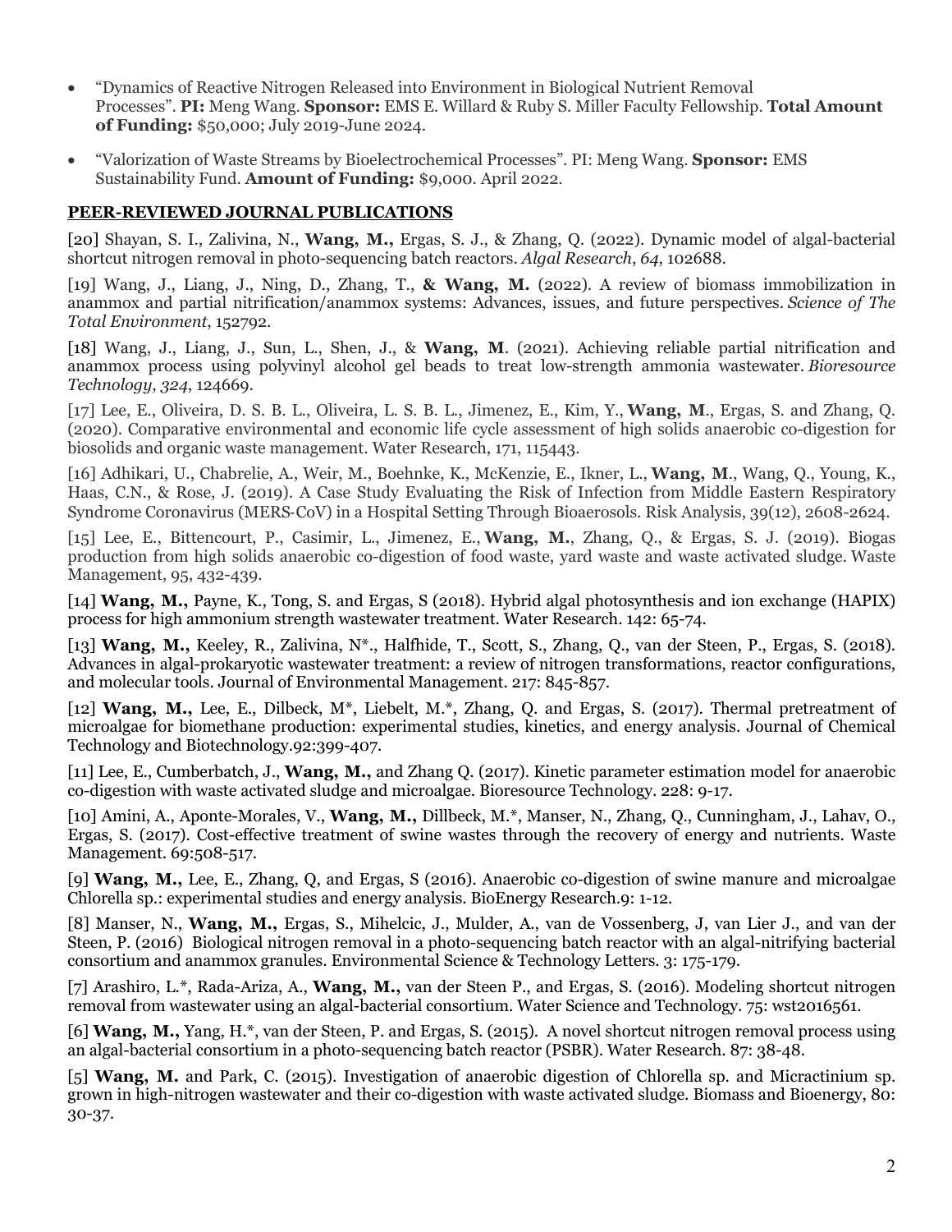- "Dynamics of Reactive Nitrogen Released into Environment in Biological Nutrient Removal Processes". **PI:** Meng Wang. **Sponsor:** EMS E. Willard & Ruby S. Miller Faculty Fellowship. **Total Amount of Funding:** $50,000; July 2019-June 2024.

- "Valorization of Waste Streams by Bioelectrochemical Processes". PI: Meng Wang. **Sponsor:** EMS Sustainability Fund. **Amount of Funding:** $9,000. April 2022.

## PEER-REVIEWED JOURNAL PUBLICATIONS

[20] Shayan, S. I., Zalivina, N., **Wang, M.,** Ergas, S. J., & Zhang, Q. (2022). Dynamic model of algal-bacterial shortcut nitrogen removal in photo-sequencing batch reactors. *Algal Research*, *64*, 102688.

[19] Wang, J., Liang, J., Ning, D., Zhang, T., **& Wang, M.** (2022). A review of biomass immobilization in anammox and partial nitrification/anammox systems: Advances, issues, and future perspectives. *Science of The Total Environment*, 152792.

[18] Wang, J., Liang, J., Sun, L., Shen, J., & **Wang, M**. (2021). Achieving reliable partial nitrification and anammox process using polyvinyl alcohol gel beads to treat low-strength ammonia wastewater. *Bioresource Technology*, *324*, 124669.

[17] Lee, E., Oliveira, D. S. B. L., Oliveira, L. S. B. L., Jimenez, E., Kim, Y., **Wang, M**., Ergas, S. and Zhang, Q. (2020). Comparative environmental and economic life cycle assessment of high solids anaerobic co-digestion for biosolids and organic waste management. Water Research, 171, 115443.

[16] Adhikari, U., Chabrelie, A., Weir, M., Boehnke, K., McKenzie, E., Ikner, L., **Wang, M**., Wang, Q., Young, K., Haas, C.N., & Rose, J. (2019). A Case Study Evaluating the Risk of Infection from Middle Eastern Respiratory Syndrome Coronavirus (MERS‐CoV) in a Hospital Setting Through Bioaerosols. Risk Analysis, 39(12), 2608-2624.

[15] Lee, E., Bittencourt, P., Casimir, L., Jimenez, E., **Wang, M.**, Zhang, Q., & Ergas, S. J. (2019). Biogas production from high solids anaerobic co-digestion of food waste, yard waste and waste activated sludge. Waste Management, 95, 432-439.

[14] **Wang, M.,** Payne, K., Tong, S. and Ergas, S (2018). Hybrid algal photosynthesis and ion exchange (HAPIX) process for high ammonium strength wastewater treatment. Water Research. 142: 65-74.

[13] **Wang, M.,** Keeley, R., Zalivina, N*., Halfhide, T., Scott, S., Zhang, Q., van der Steen, P., Ergas, S. (2018). Advances in algal-prokaryotic wastewater treatment: a review of nitrogen transformations, reactor configurations, and molecular tools. Journal of Environmental Management. 217: 845-857.

[12] **Wang, M.,** Lee, E., Dilbeck, M*, Liebelt, M.*, Zhang, Q. and Ergas, S. (2017). Thermal pretreatment of microalgae for biomethane production: experimental studies, kinetics, and energy analysis. Journal of Chemical Technology and Biotechnology.92:399-407.

[11] Lee, E., Cumberbatch, J., **Wang, M.,** and Zhang Q. (2017). Kinetic parameter estimation model for anaerobic co-digestion with waste activated sludge and microalgae. Bioresource Technology. 228: 9-17.

[10] Amini, A., Aponte-Morales, V., **Wang, M.,** Dillbeck, M.*, Manser, N., Zhang, Q., Cunningham, J., Lahav, O., Ergas, S. (2017). Cost-effective treatment of swine wastes through the recovery of energy and nutrients. Waste Management. 69:508-517.

[9] **Wang, M.,** Lee, E., Zhang, Q, and Ergas, S (2016). Anaerobic co-digestion of swine manure and microalgae Chlorella sp.: experimental studies and energy analysis. BioEnergy Research.9: 1-12.

[8] Manser, N., **Wang, M.,** Ergas, S., Mihelcic, J., Mulder, A., van de Vossenberg, J, van Lier J., and van der Steen, P. (2016) Biological nitrogen removal in a photo-sequencing batch reactor with an algal-nitrifying bacterial consortium and anammox granules. Environmental Science & Technology Letters. 3: 175-179.

[7] Arashiro, L.*, Rada-Ariza, A., **Wang, M.,** van der Steen P., and Ergas, S. (2016). Modeling shortcut nitrogen removal from wastewater using an algal-bacterial consortium. Water Science and Technology. 75: wst2016561.

[6] **Wang, M.,** Yang, H.*, van der Steen, P. and Ergas, S. (2015). A novel shortcut nitrogen removal process using an algal-bacterial consortium in a photo-sequencing batch reactor (PSBR). Water Research. 87: 38-48.

[5] **Wang, M.** and Park, C. (2015). Investigation of anaerobic digestion of Chlorella sp. and Micractinium sp. grown in high-nitrogen wastewater and their co-digestion with waste activated sludge. Biomass and Bioenergy, 80: 30-37.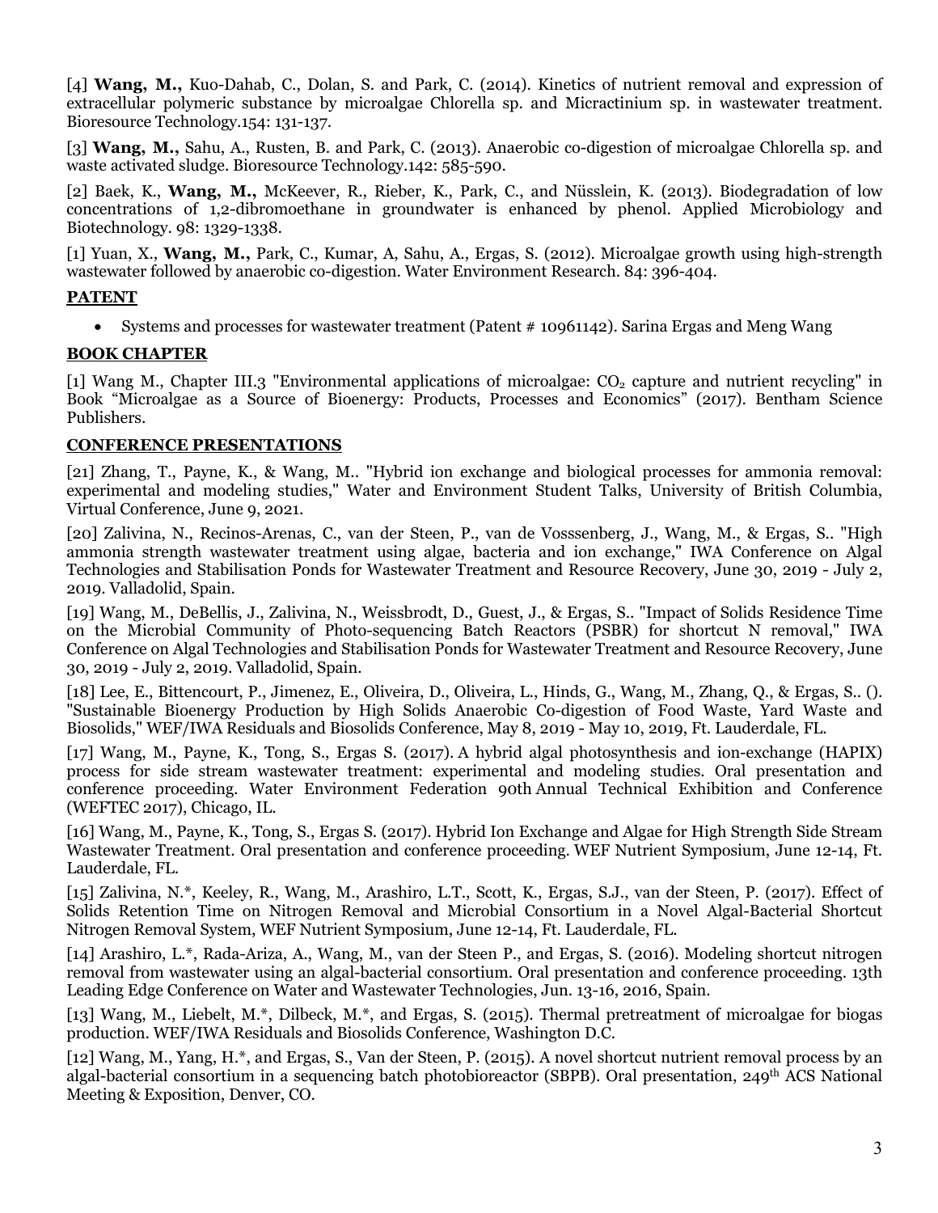[4] **Wang, M.,** Kuo-Dahab, C., Dolan, S. and Park, C. (2014). Kinetics of nutrient removal and expression of extracellular polymeric substance by microalgae Chlorella sp. and Micractinium sp. in wastewater treatment. Bioresource Technology.154: 131-137.

[3] **Wang, M.,** Sahu, A., Rusten, B. and Park, C. (2013). Anaerobic co-digestion of microalgae Chlorella sp. and waste activated sludge. Bioresource Technology.142: 585-590.

[2] Baek, K., **Wang, M.,** McKeever, R., Rieber, K., Park, C., and Nüsslein, K. (2013). Biodegradation of low concentrations of 1,2-dibromoethane in groundwater is enhanced by phenol. Applied Microbiology and Biotechnology. 98: 1329-1338.

[1] Yuan, X., **Wang, M.,** Park, C., Kumar, A, Sahu, A., Ergas, S. (2012). Microalgae growth using high-strength wastewater followed by anaerobic co-digestion. Water Environment Research. 84: 396-404.

## PATENT

- Systems and processes for wastewater treatment (Patent # 10961142). Sarina Ergas and Meng Wang

## BOOK CHAPTER

[1] Wang M., Chapter III.3 "Environmental applications of microalgae: $CO_2$ capture and nutrient recycling" in Book "Microalgae as a Source of Bioenergy: Products, Processes and Economics" (2017). Bentham Science Publishers.

## CONFERENCE PRESENTATIONS

[21] Zhang, T., Payne, K., & Wang, M.. "Hybrid ion exchange and biological processes for ammonia removal: experimental and modeling studies," Water and Environment Student Talks, University of British Columbia, Virtual Conference, June 9, 2021.

[20] Zalivina, N., Recinos-Arenas, C., van der Steen, P., van de Vosssenberg, J., Wang, M., & Ergas, S.. "High ammonia strength wastewater treatment using algae, bacteria and ion exchange," IWA Conference on Algal Technologies and Stabilisation Ponds for Wastewater Treatment and Resource Recovery, June 30, 2019 - July 2, 2019. Valladolid, Spain.

[19] Wang, M., DeBellis, J., Zalivina, N., Weissbrodt, D., Guest, J., & Ergas, S.. "Impact of Solids Residence Time on the Microbial Community of Photo-sequencing Batch Reactors (PSBR) for shortcut N removal," IWA Conference on Algal Technologies and Stabilisation Ponds for Wastewater Treatment and Resource Recovery, June 30, 2019 - July 2, 2019. Valladolid, Spain.

[18] Lee, E., Bittencourt, P., Jimenez, E., Oliveira, D., Oliveira, L., Hinds, G., Wang, M., Zhang, Q., & Ergas, S.. (). "Sustainable Bioenergy Production by High Solids Anaerobic Co-digestion of Food Waste, Yard Waste and Biosolids," WEF/IWA Residuals and Biosolids Conference, May 8, 2019 - May 10, 2019, Ft. Lauderdale, FL.

[17] Wang, M., Payne, K., Tong, S., Ergas S. (2017). A hybrid algal photosynthesis and ion-exchange (HAPIX) process for side stream wastewater treatment: experimental and modeling studies. Oral presentation and conference proceeding. Water Environment Federation 90th Annual Technical Exhibition and Conference (WEFTEC 2017), Chicago, IL.

[16] Wang, M., Payne, K., Tong, S., Ergas S. (2017). Hybrid Ion Exchange and Algae for High Strength Side Stream Wastewater Treatment. Oral presentation and conference proceeding. WEF Nutrient Symposium, June 12-14, Ft. Lauderdale, FL.

[15] Zalivina, N.*, Keeley, R., Wang, M., Arashiro, L.T., Scott, K., Ergas, S.J., van der Steen, P. (2017). Effect of Solids Retention Time on Nitrogen Removal and Microbial Consortium in a Novel Algal-Bacterial Shortcut Nitrogen Removal System, WEF Nutrient Symposium, June 12-14, Ft. Lauderdale, FL.

[14] Arashiro, L.*, Rada-Ariza, A., Wang, M., van der Steen P., and Ergas, S. (2016). Modeling shortcut nitrogen removal from wastewater using an algal-bacterial consortium. Oral presentation and conference proceeding. 13th Leading Edge Conference on Water and Wastewater Technologies, Jun. 13-16, 2016, Spain.

[13] Wang, M., Liebelt, M.*, Dilbeck, M.*, and Ergas, S. (2015). Thermal pretreatment of microalgae for biogas production. WEF/IWA Residuals and Biosolids Conference, Washington D.C.

[12] Wang, M., Yang, H.*, and Ergas, S., Van der Steen, P. (2015). A novel shortcut nutrient removal process by an algal-bacterial consortium in a sequencing batch photobioreactor (SBPB). Oral presentation, 249th ACS National Meeting & Exposition, Denver, CO.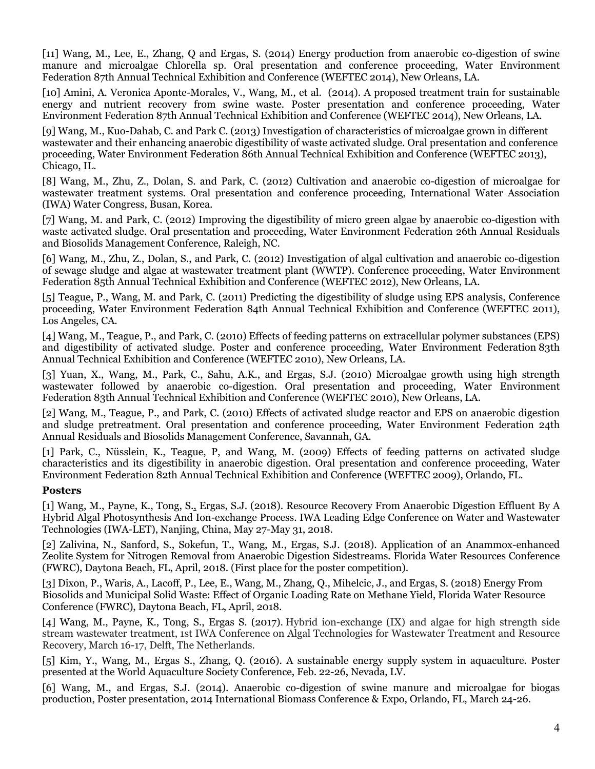[11] Wang, M., Lee, E., Zhang, Q and Ergas, S. (2014) Energy production from anaerobic co-digestion of swine manure and microalgae Chlorella sp. Oral presentation and conference proceeding, Water Environment Federation 87th Annual Technical Exhibition and Conference (WEFTEC 2014), New Orleans, LA.

[10] Amini, A. Veronica Aponte-Morales, V., Wang, M., et al. (2014). A proposed treatment train for sustainable energy and nutrient recovery from swine waste. Poster presentation and conference proceeding, Water Environment Federation 87th Annual Technical Exhibition and Conference (WEFTEC 2014), New Orleans, LA.

[9] Wang, M., Kuo-Dahab, C. and Park C. (2013) Investigation of characteristics of microalgae grown in different wastewater and their enhancing anaerobic digestibility of waste activated sludge. Oral presentation and conference proceeding, Water Environment Federation 86th Annual Technical Exhibition and Conference (WEFTEC 2013), Chicago, IL.

[8] Wang, M., Zhu, Z., Dolan, S. and Park, C. (2012) Cultivation and anaerobic co-digestion of microalgae for wastewater treatment systems. Oral presentation and conference proceeding, International Water Association (IWA) Water Congress, Busan, Korea.

[7] Wang, M. and Park, C. (2012) Improving the digestibility of micro green algae by anaerobic co-digestion with waste activated sludge. Oral presentation and proceeding, Water Environment Federation 26th Annual Residuals and Biosolids Management Conference, Raleigh, NC.

[6] Wang, M., Zhu, Z., Dolan, S., and Park, C. (2012) Investigation of algal cultivation and anaerobic co-digestion of sewage sludge and algae at wastewater treatment plant (WWTP). Conference proceeding, Water Environment Federation 85th Annual Technical Exhibition and Conference (WEFTEC 2012), New Orleans, LA.

[5] Teague, P., Wang, M. and Park, C. (2011) Predicting the digestibility of sludge using EPS analysis, Conference proceeding, Water Environment Federation 84th Annual Technical Exhibition and Conference (WEFTEC 2011), Los Angeles, CA.

[4] Wang, M., Teague, P., and Park, C. (2010) Effects of feeding patterns on extracellular polymer substances (EPS) and digestibility of activated sludge. Poster and conference proceeding, Water Environment Federation 83th Annual Technical Exhibition and Conference (WEFTEC 2010), New Orleans, LA.

[3] Yuan, X., Wang, M., Park, C., Sahu, A.K., and Ergas, S.J. (2010) Microalgae growth using high strength wastewater followed by anaerobic co-digestion. Oral presentation and proceeding, Water Environment Federation 83th Annual Technical Exhibition and Conference (WEFTEC 2010), New Orleans, LA.

[2] Wang, M., Teague, P., and Park, C. (2010) Effects of activated sludge reactor and EPS on anaerobic digestion and sludge pretreatment. Oral presentation and conference proceeding, Water Environment Federation 24th Annual Residuals and Biosolids Management Conference, Savannah, GA.

[1] Park, C., Nüsslein, K., Teague, P, and Wang, M. (2009) Effects of feeding patterns on activated sludge characteristics and its digestibility in anaerobic digestion. Oral presentation and conference proceeding, Water Environment Federation 82th Annual Technical Exhibition and Conference (WEFTEC 2009), Orlando, FL.

**Posters**

[1] Wang, M., Payne, K., Tong, S., Ergas, S.J. (2018). Resource Recovery From Anaerobic Digestion Effluent By A Hybrid Algal Photosynthesis And Ion-exchange Process. IWA Leading Edge Conference on Water and Wastewater Technologies (IWA-LET), Nanjing, China, May 27-May 31, 2018.

[2] Zalivina, N., Sanford, S., Sokefun, T., Wang, M., Ergas, S.J. (2018). Application of an Anammox-enhanced Zeolite System for Nitrogen Removal from Anaerobic Digestion Sidestreams. Florida Water Resources Conference (FWRC), Daytona Beach, FL, April, 2018. (First place for the poster competition).

[3] Dixon, P., Waris, A., Lacoff, P., Lee, E., Wang, M., Zhang, Q., Mihelcic, J., and Ergas, S. (2018) Energy From Biosolids and Municipal Solid Waste: Effect of Organic Loading Rate on Methane Yield, Florida Water Resource Conference (FWRC), Daytona Beach, FL, April, 2018.

[4] Wang, M., Payne, K., Tong, S., Ergas S. (2017). Hybrid ion-exchange (IX) and algae for high strength side stream wastewater treatment, 1st IWA Conference on Algal Technologies for Wastewater Treatment and Resource Recovery, March 16-17, Delft, The Netherlands.

[5] Kim, Y., Wang, M., Ergas S., Zhang, Q. (2016). A sustainable energy supply system in aquaculture. Poster presented at the World Aquaculture Society Conference, Feb. 22-26, Nevada, LV.

[6] Wang, M., and Ergas, S.J. (2014). Anaerobic co-digestion of swine manure and microalgae for biogas production, Poster presentation, 2014 International Biomass Conference & Expo, Orlando, FL, March 24-26.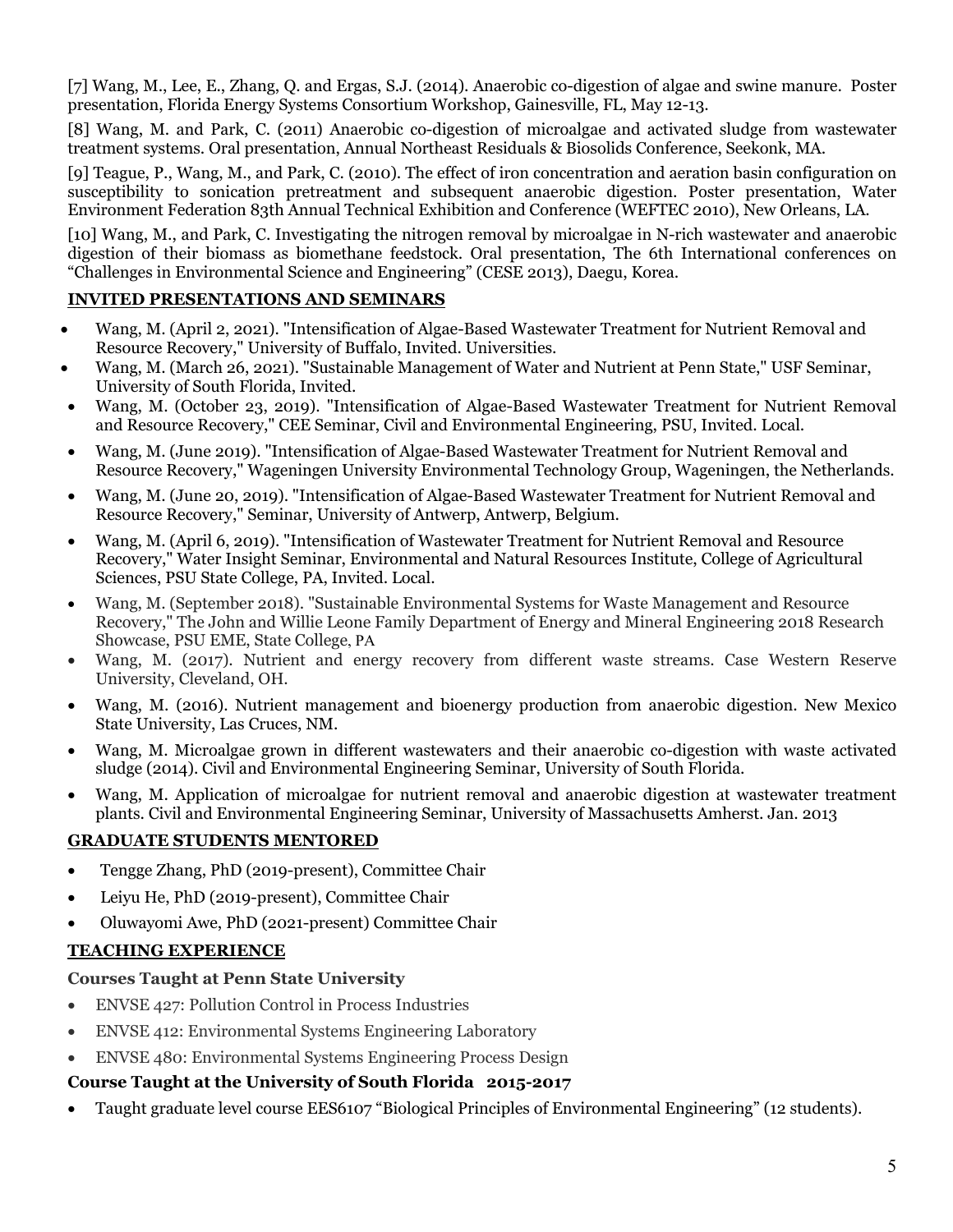[7] Wang, M., Lee, E., Zhang, Q. and Ergas, S.J. (2014). Anaerobic co-digestion of algae and swine manure. Poster presentation, Florida Energy Systems Consortium Workshop, Gainesville, FL, May 12-13.

[8] Wang, M. and Park, C. (2011) Anaerobic co-digestion of microalgae and activated sludge from wastewater treatment systems. Oral presentation, Annual Northeast Residuals & Biosolids Conference, Seekonk, MA.

[9] Teague, P., Wang, M., and Park, C. (2010). The effect of iron concentration and aeration basin configuration on susceptibility to sonication pretreatment and subsequent anaerobic digestion. Poster presentation, Water Environment Federation 83th Annual Technical Exhibition and Conference (WEFTEC 2010), New Orleans, LA.

[10] Wang, M., and Park, C. Investigating the nitrogen removal by microalgae in N-rich wastewater and anaerobic digestion of their biomass as biomethane feedstock. Oral presentation, The 6th International conferences on "Challenges in Environmental Science and Engineering" (CESE 2013), Daegu, Korea.

## INVITED PRESENTATIONS AND SEMINARS

- Wang, M. (April 2, 2021). "Intensification of Algae-Based Wastewater Treatment for Nutrient Removal and Resource Recovery," University of Buffalo, Invited. Universities.
- Wang, M. (March 26, 2021). "Sustainable Management of Water and Nutrient at Penn State," USF Seminar, University of South Florida, Invited.
- Wang, M. (October 23, 2019). "Intensification of Algae-Based Wastewater Treatment for Nutrient Removal and Resource Recovery," CEE Seminar, Civil and Environmental Engineering, PSU, Invited. Local.
- Wang, M. (June 2019). "Intensification of Algae-Based Wastewater Treatment for Nutrient Removal and Resource Recovery," Wageningen University Environmental Technology Group, Wageningen, the Netherlands.
- Wang, M. (June 20, 2019). "Intensification of Algae-Based Wastewater Treatment for Nutrient Removal and Resource Recovery," Seminar, University of Antwerp, Antwerp, Belgium.
- Wang, M. (April 6, 2019). "Intensification of Wastewater Treatment for Nutrient Removal and Resource Recovery," Water Insight Seminar, Environmental and Natural Resources Institute, College of Agricultural Sciences, PSU State College, PA, Invited. Local.
- Wang, M. (September 2018). "Sustainable Environmental Systems for Waste Management and Resource Recovery," The John and Willie Leone Family Department of Energy and Mineral Engineering 2018 Research Showcase, PSU EME, State College, PA
- Wang, M. (2017). Nutrient and energy recovery from different waste streams. Case Western Reserve University, Cleveland, OH.
- Wang, M. (2016). Nutrient management and bioenergy production from anaerobic digestion. New Mexico State University, Las Cruces, NM.
- Wang, M. Microalgae grown in different wastewaters and their anaerobic co-digestion with waste activated sludge (2014). Civil and Environmental Engineering Seminar, University of South Florida.
- Wang, M. Application of microalgae for nutrient removal and anaerobic digestion at wastewater treatment plants. Civil and Environmental Engineering Seminar, University of Massachusetts Amherst. Jan. 2013

## GRADUATE STUDENTS MENTORED

- Tengge Zhang, PhD (2019-present), Committee Chair
- Leiyu He, PhD (2019-present), Committee Chair
- Oluwayomi Awe, PhD (2021-present) Committee Chair

## TEACHING EXPERIENCE

### Courses Taught at Penn State University

- ENVSE 427: Pollution Control in Process Industries
- ENVSE 412: Environmental Systems Engineering Laboratory
- ENVSE 480: Environmental Systems Engineering Process Design

### Course Taught at the University of South Florida 2015-2017

- Taught graduate level course EES6107 "Biological Principles of Environmental Engineering" (12 students).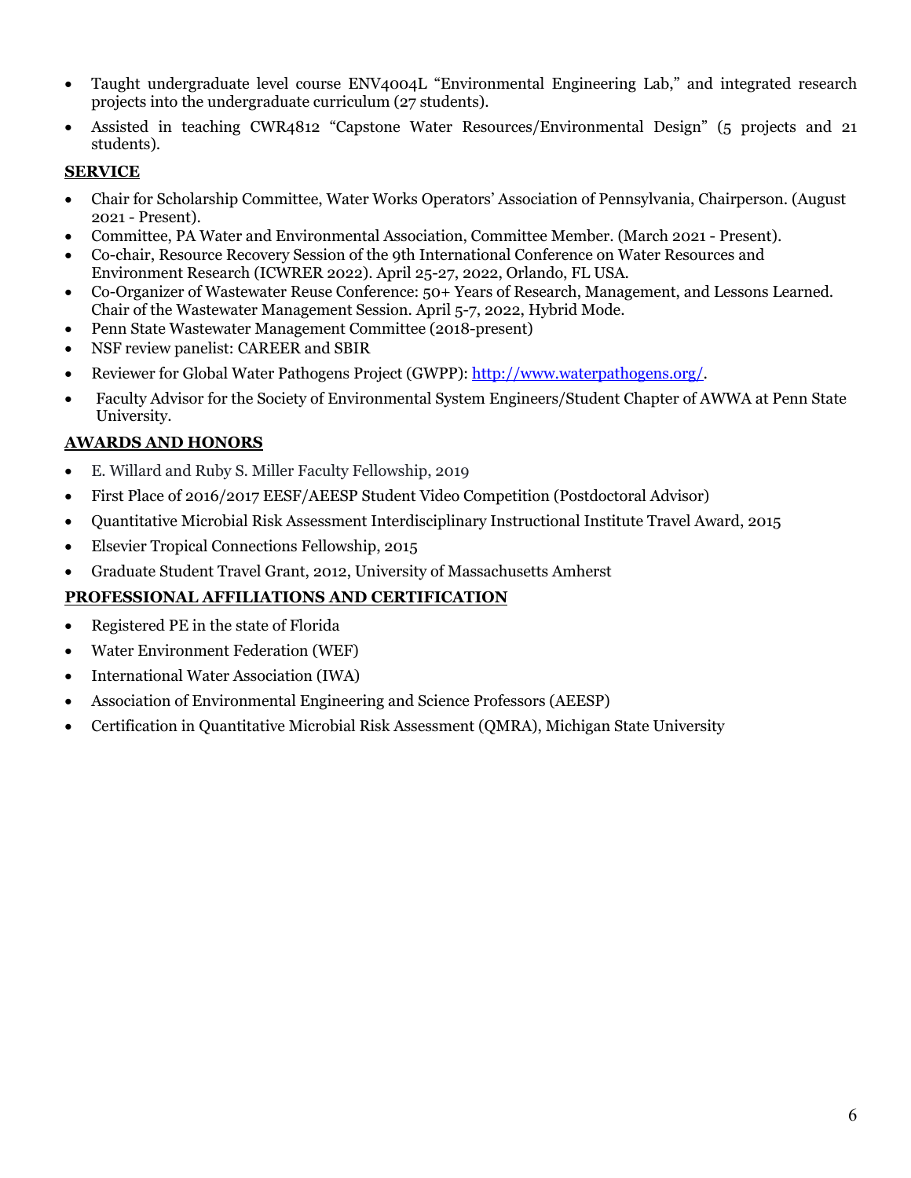- Taught undergraduate level course ENV4004L "Environmental Engineering Lab," and integrated research projects into the undergraduate curriculum (27 students).
- Assisted in teaching CWR4812 "Capstone Water Resources/Environmental Design" (5 projects and 21 students).

## SERVICE

- Chair for Scholarship Committee, Water Works Operators' Association of Pennsylvania, Chairperson. (August 2021 - Present).
- Committee, PA Water and Environmental Association, Committee Member. (March 2021 - Present).
- Co-chair, Resource Recovery Session of the 9th International Conference on Water Resources and Environment Research (ICWRER 2022). April 25-27, 2022, Orlando, FL USA.
- Co-Organizer of Wastewater Reuse Conference: 50+ Years of Research, Management, and Lessons Learned. Chair of the Wastewater Management Session. April 5-7, 2022, Hybrid Mode.
- Penn State Wastewater Management Committee (2018-present)
- NSF review panelist: CAREER and SBIR
- Reviewer for Global Water Pathogens Project (GWPP): http://www.waterpathogens.org/.
- Faculty Advisor for the Society of Environmental System Engineers/Student Chapter of AWWA at Penn State University.

## AWARDS AND HONORS

- E. Willard and Ruby S. Miller Faculty Fellowship, 2019
- First Place of 2016/2017 EESF/AEESP Student Video Competition (Postdoctoral Advisor)
- Quantitative Microbial Risk Assessment Interdisciplinary Instructional Institute Travel Award, 2015
- Elsevier Tropical Connections Fellowship, 2015
- Graduate Student Travel Grant, 2012, University of Massachusetts Amherst

## PROFESSIONAL AFFILIATIONS AND CERTIFICATION

- Registered PE in the state of Florida
- Water Environment Federation (WEF)
- International Water Association (IWA)
- Association of Environmental Engineering and Science Professors (AEESP)
- Certification in Quantitative Microbial Risk Assessment (QMRA), Michigan State University